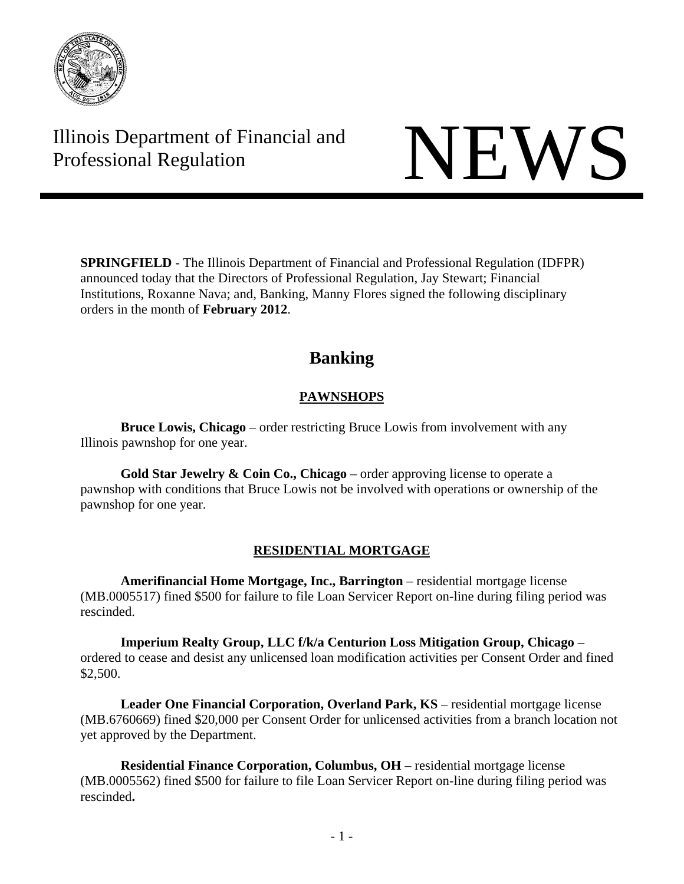Illinois Department of Financial and Professional Regulation

# NEWS

**SPRINGFIELD** - The Illinois Department of Financial and Professional Regulation (IDFPR) announced today that the Directors of Professional Regulation, Jay Stewart; Financial Institutions, Roxanne Nava; and, Banking, Manny Flores signed the following disciplinary orders in the month of **February 2012**.

## Banking

### PAWNSHOPS

**Bruce Lowis, Chicago** – order restricting Bruce Lowis from involvement with any Illinois pawnshop for one year.

**Gold Star Jewelry & Coin Co., Chicago** – order approving license to operate a pawnshop with conditions that Bruce Lowis not be involved with operations or ownership of the pawnshop for one year.

### RESIDENTIAL MORTGAGE

**Amerifinancial Home Mortgage, Inc., Barrington** – residential mortgage license (MB.0005517) fined $500 for failure to file Loan Servicer Report on-line during filing period was rescinded.

**Imperium Realty Group, LLC f/k/a Centurion Loss Mitigation Group, Chicago** – ordered to cease and desist any unlicensed loan modification activities per Consent Order and fined $2,500.

**Leader One Financial Corporation, Overland Park, KS** – residential mortgage license (MB.6760669) fined $20,000 per Consent Order for unlicensed activities from a branch location not yet approved by the Department.

**Residential Finance Corporation, Columbus, OH** – residential mortgage license (MB.0005562) fined $500 for failure to file Loan Servicer Report on-line during filing period was rescinded.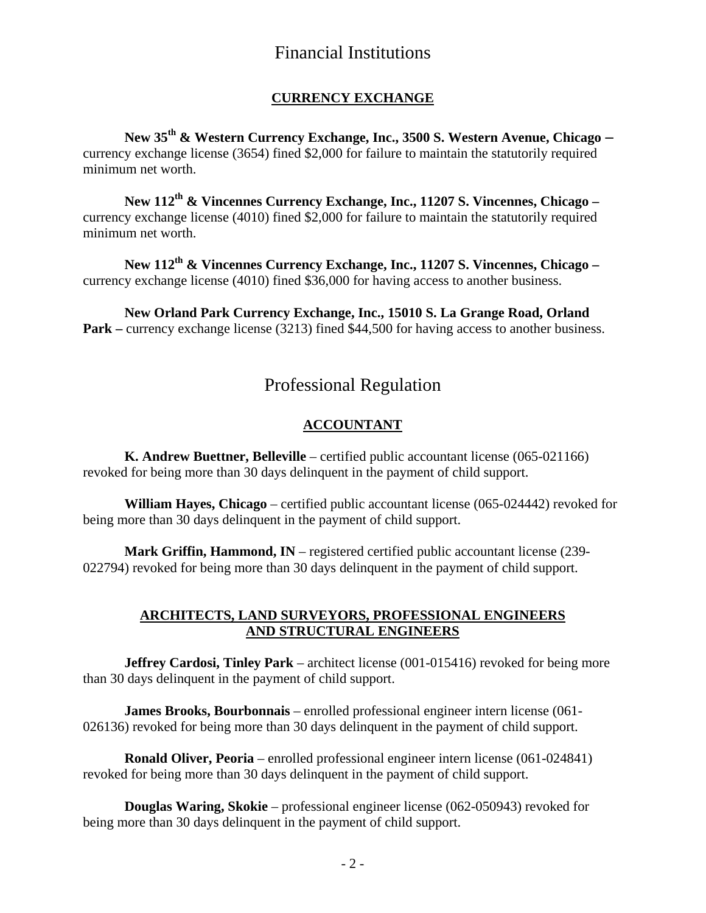# Financial Institutions

## CURRENCY EXCHANGE

**New 35th & Western Currency Exchange, Inc., 3500 S. Western Avenue, Chicago –** currency exchange license (3654) fined $2,000 for failure to maintain the statutorily required minimum net worth.

**New 112th & Vincennes Currency Exchange, Inc., 11207 S. Vincennes, Chicago –** currency exchange license (4010) fined $2,000 for failure to maintain the statutorily required minimum net worth.

**New 112th & Vincennes Currency Exchange, Inc., 11207 S. Vincennes, Chicago –** currency exchange license (4010) fined $36,000 for having access to another business.

**New Orland Park Currency Exchange, Inc., 15010 S. La Grange Road, Orland Park –** currency exchange license (3213) fined $44,500 for having access to another business.

# Professional Regulation

## ACCOUNTANT

**K. Andrew Buettner, Belleville** – certified public accountant license (065-021166) revoked for being more than 30 days delinquent in the payment of child support.

**William Hayes, Chicago** – certified public accountant license (065-024442) revoked for being more than 30 days delinquent in the payment of child support.

**Mark Griffin, Hammond, IN** – registered certified public accountant license (239-022794) revoked for being more than 30 days delinquent in the payment of child support.

## ARCHITECTS, LAND SURVEYORS, PROFESSIONAL ENGINEERS AND STRUCTURAL ENGINEERS

**Jeffrey Cardosi, Tinley Park** – architect license (001-015416) revoked for being more than 30 days delinquent in the payment of child support.

**James Brooks, Bourbonnais** – enrolled professional engineer intern license (061-026136) revoked for being more than 30 days delinquent in the payment of child support.

**Ronald Oliver, Peoria** – enrolled professional engineer intern license (061-024841) revoked for being more than 30 days delinquent in the payment of child support.

**Douglas Waring, Skokie** – professional engineer license (062-050943) revoked for being more than 30 days delinquent in the payment of child support.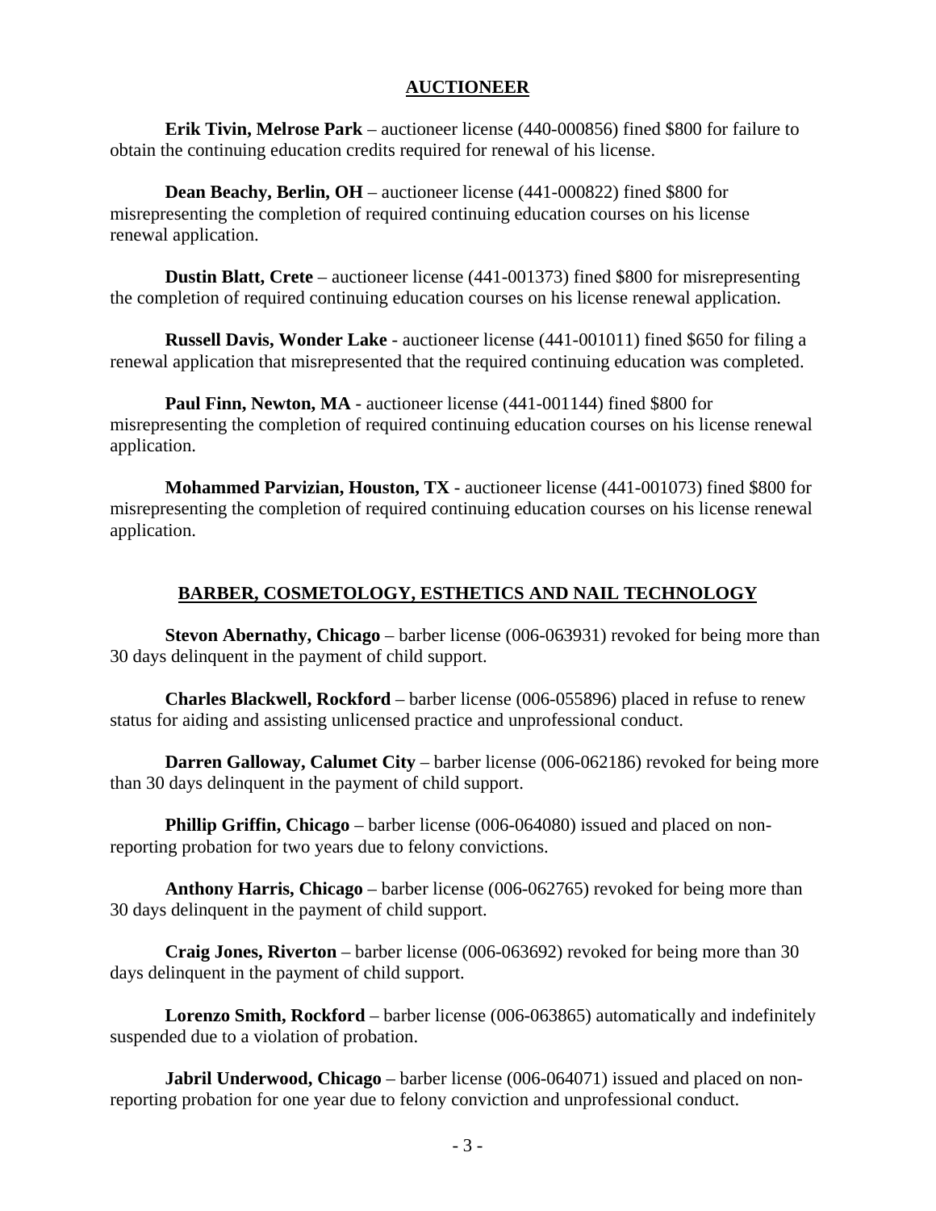## AUCTIONEER

**Erik Tivin, Melrose Park** – auctioneer license (440-000856) fined $800 for failure to obtain the continuing education credits required for renewal of his license.

**Dean Beachy, Berlin, OH** – auctioneer license (441-000822) fined $800 for misrepresenting the completion of required continuing education courses on his license renewal application.

**Dustin Blatt, Crete** – auctioneer license (441-001373) fined $800 for misrepresenting the completion of required continuing education courses on his license renewal application.

**Russell Davis, Wonder Lake** - auctioneer license (441-001011) fined $650 for filing a renewal application that misrepresented that the required continuing education was completed.

**Paul Finn, Newton, MA** - auctioneer license (441-001144) fined $800 for misrepresenting the completion of required continuing education courses on his license renewal application.

**Mohammed Parvizian, Houston, TX** - auctioneer license (441-001073) fined $800 for misrepresenting the completion of required continuing education courses on his license renewal application.

## BARBER, COSMETOLOGY, ESTHETICS AND NAIL TECHNOLOGY

**Stevon Abernathy, Chicago** – barber license (006-063931) revoked for being more than 30 days delinquent in the payment of child support.

**Charles Blackwell, Rockford** – barber license (006-055896) placed in refuse to renew status for aiding and assisting unlicensed practice and unprofessional conduct.

**Darren Galloway, Calumet City** – barber license (006-062186) revoked for being more than 30 days delinquent in the payment of child support.

**Phillip Griffin, Chicago** – barber license (006-064080) issued and placed on non-reporting probation for two years due to felony convictions.

**Anthony Harris, Chicago** – barber license (006-062765) revoked for being more than 30 days delinquent in the payment of child support.

**Craig Jones, Riverton** – barber license (006-063692) revoked for being more than 30 days delinquent in the payment of child support.

**Lorenzo Smith, Rockford** – barber license (006-063865) automatically and indefinitely suspended due to a violation of probation.

**Jabril Underwood, Chicago** – barber license (006-064071) issued and placed on non-reporting probation for one year due to felony conviction and unprofessional conduct.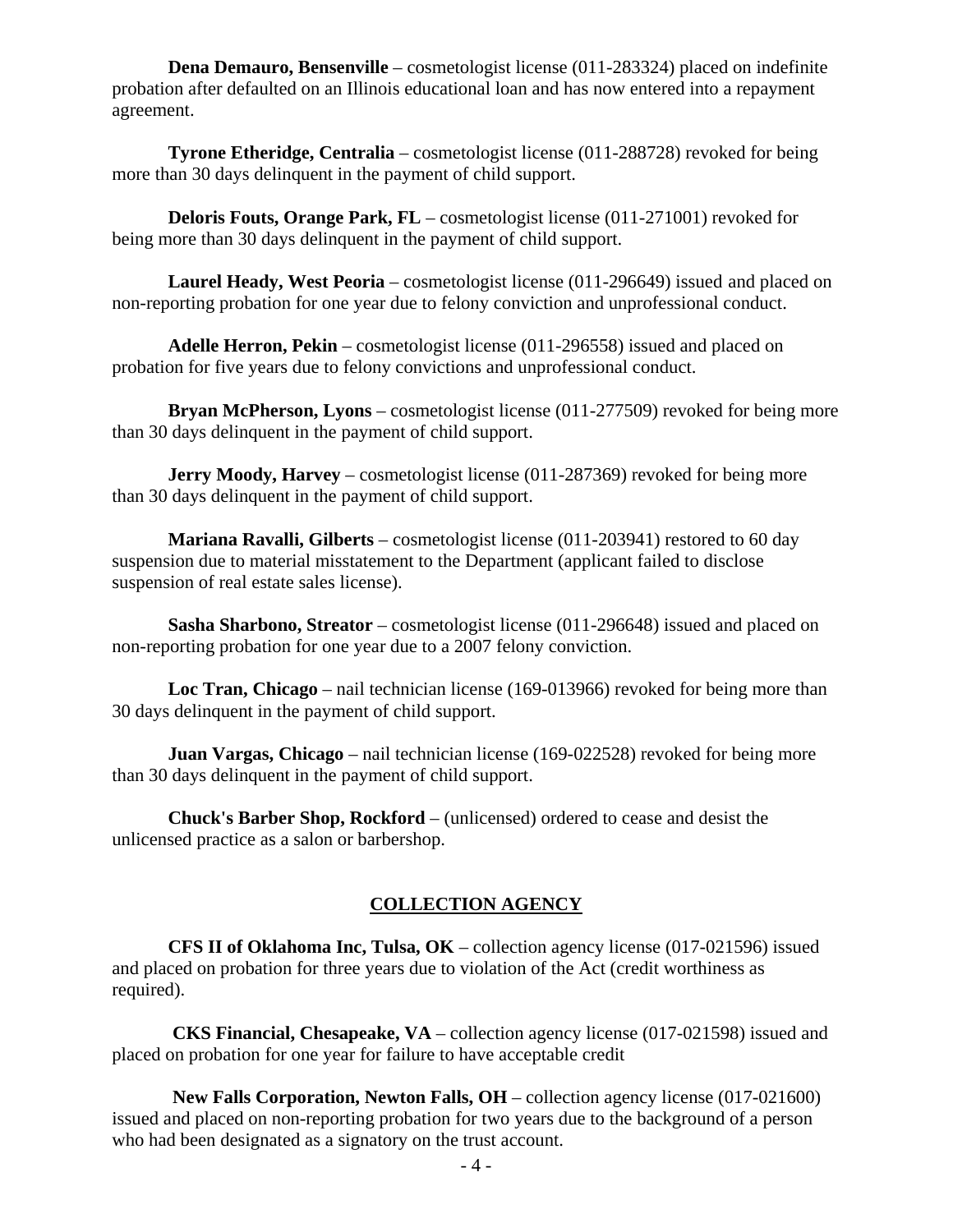**Dena Demauro, Bensenville** – cosmetologist license (011-283324) placed on indefinite probation after defaulted on an Illinois educational loan and has now entered into a repayment agreement.

**Tyrone Etheridge, Centralia** – cosmetologist license (011-288728) revoked for being more than 30 days delinquent in the payment of child support.

**Deloris Fouts, Orange Park, FL** – cosmetologist license (011-271001) revoked for being more than 30 days delinquent in the payment of child support.

**Laurel Heady, West Peoria** – cosmetologist license (011-296649) issued and placed on non-reporting probation for one year due to felony conviction and unprofessional conduct.

**Adelle Herron, Pekin** – cosmetologist license (011-296558) issued and placed on probation for five years due to felony convictions and unprofessional conduct.

**Bryan McPherson, Lyons** – cosmetologist license (011-277509) revoked for being more than 30 days delinquent in the payment of child support.

**Jerry Moody, Harvey** – cosmetologist license (011-287369) revoked for being more than 30 days delinquent in the payment of child support.

**Mariana Ravalli, Gilberts** – cosmetologist license (011-203941) restored to 60 day suspension due to material misstatement to the Department (applicant failed to disclose suspension of real estate sales license).

**Sasha Sharbono, Streator** – cosmetologist license (011-296648) issued and placed on non-reporting probation for one year due to a 2007 felony conviction.

**Loc Tran, Chicago** – nail technician license (169-013966) revoked for being more than 30 days delinquent in the payment of child support.

**Juan Vargas, Chicago** – nail technician license (169-022528) revoked for being more than 30 days delinquent in the payment of child support.

**Chuck's Barber Shop, Rockford** – (unlicensed) ordered to cease and desist the unlicensed practice as a salon or barbershop.

## COLLECTION AGENCY

**CFS II of Oklahoma Inc, Tulsa, OK** – collection agency license (017-021596) issued and placed on probation for three years due to violation of the Act (credit worthiness as required).

**CKS Financial, Chesapeake, VA** – collection agency license (017-021598) issued and placed on probation for one year for failure to have acceptable credit

**New Falls Corporation, Newton Falls, OH** – collection agency license (017-021600) issued and placed on non-reporting probation for two years due to the background of a person who had been designated as a signatory on the trust account.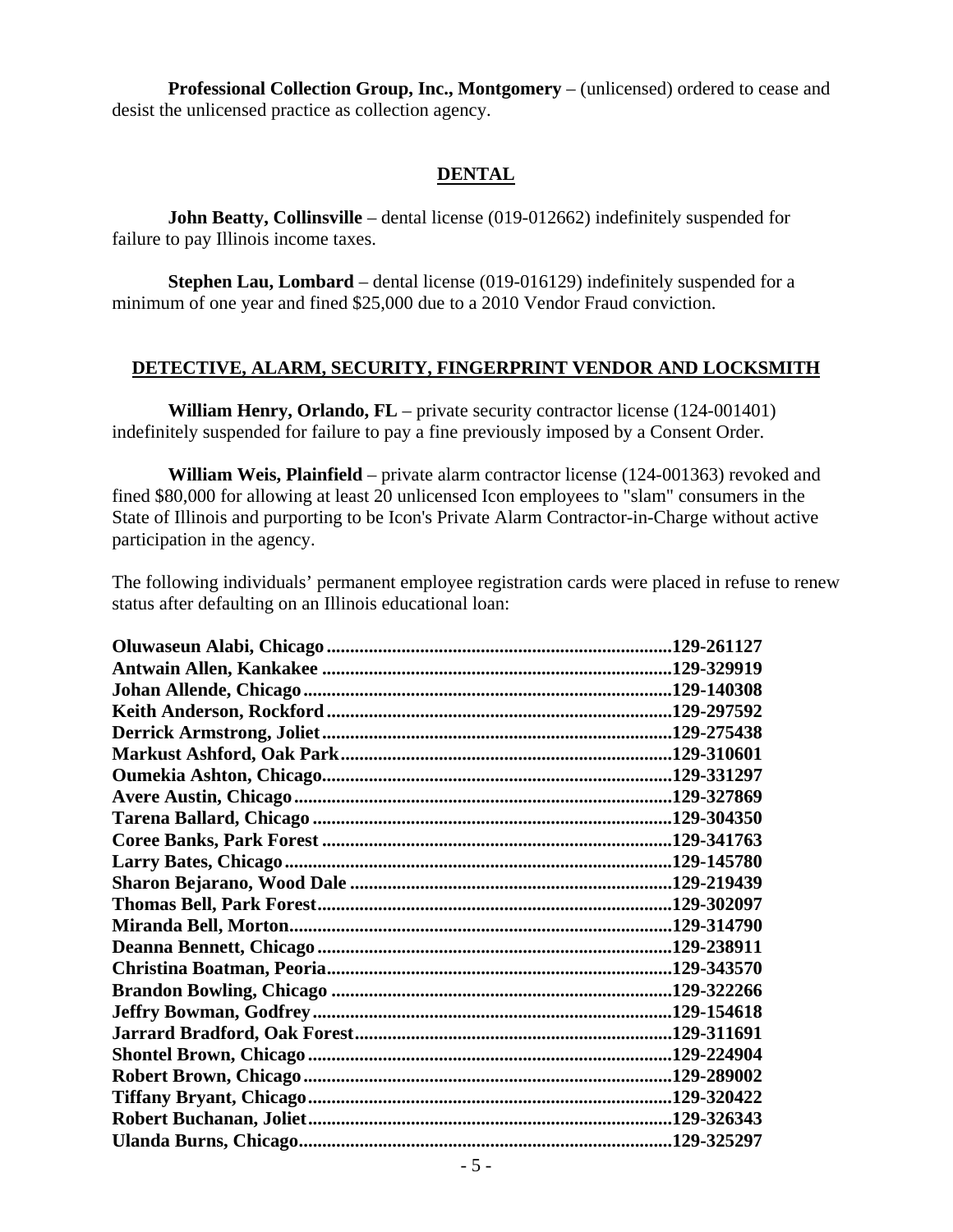**Professional Collection Group, Inc., Montgomery** – (unlicensed) ordered to cease and desist the unlicensed practice as collection agency.

## DENTAL

**John Beatty, Collinsville** – dental license (019-012662) indefinitely suspended for failure to pay Illinois income taxes.

**Stephen Lau, Lombard** – dental license (019-016129) indefinitely suspended for a minimum of one year and fined $25,000 due to a 2010 Vendor Fraud conviction.

## DETECTIVE, ALARM, SECURITY, FINGERPRINT VENDOR AND LOCKSMITH

**William Henry, Orlando, FL** – private security contractor license (124-001401) indefinitely suspended for failure to pay a fine previously imposed by a Consent Order.

**William Weis, Plainfield** – private alarm contractor license (124-001363) revoked and fined $80,000 for allowing at least 20 unlicensed Icon employees to "slam" consumers in the State of Illinois and purporting to be Icon's Private Alarm Contractor-in-Charge without active participation in the agency.

The following individuals' permanent employee registration cards were placed in refuse to renew status after defaulting on an Illinois educational loan:

**Oluwaseun Alabi, Chicago** ........ **129-261127**
**Antwain Allen, Kankakee** ........ **129-329919**
**Johan Allende, Chicago** ........ **129-140308**
**Keith Anderson, Rockford** ........ **129-297592**
**Derrick Armstrong, Joliet** ........ **129-275438**
**Markust Ashford, Oak Park** ........ **129-310601**
**Oumekia Ashton, Chicago** ........ **129-331297**
**Avere Austin, Chicago** ........ **129-327869**
**Tarena Ballard, Chicago** ........ **129-304350**
**Coree Banks, Park Forest** ........ **129-341763**
**Larry Bates, Chicago** ........ **129-145780**
**Sharon Bejarano, Wood Dale** ........ **129-219439**
**Thomas Bell, Park Forest** ........ **129-302097**
**Miranda Bell, Morton** ........ **129-314790**
**Deanna Bennett, Chicago** ........ **129-238911**
**Christina Boatman, Peoria** ........ **129-343570**
**Brandon Bowling, Chicago** ........ **129-322266**
**Jeffry Bowman, Godfrey** ........ **129-154618**
**Jarrard Bradford, Oak Forest** ........ **129-311691**
**Shontel Brown, Chicago** ........ **129-224904**
**Robert Brown, Chicago** ........ **129-289002**
**Tiffany Bryant, Chicago** ........ **129-320422**
**Robert Buchanan, Joliet** ........ **129-326343**
**Ulanda Burns, Chicago** ........ **129-325297**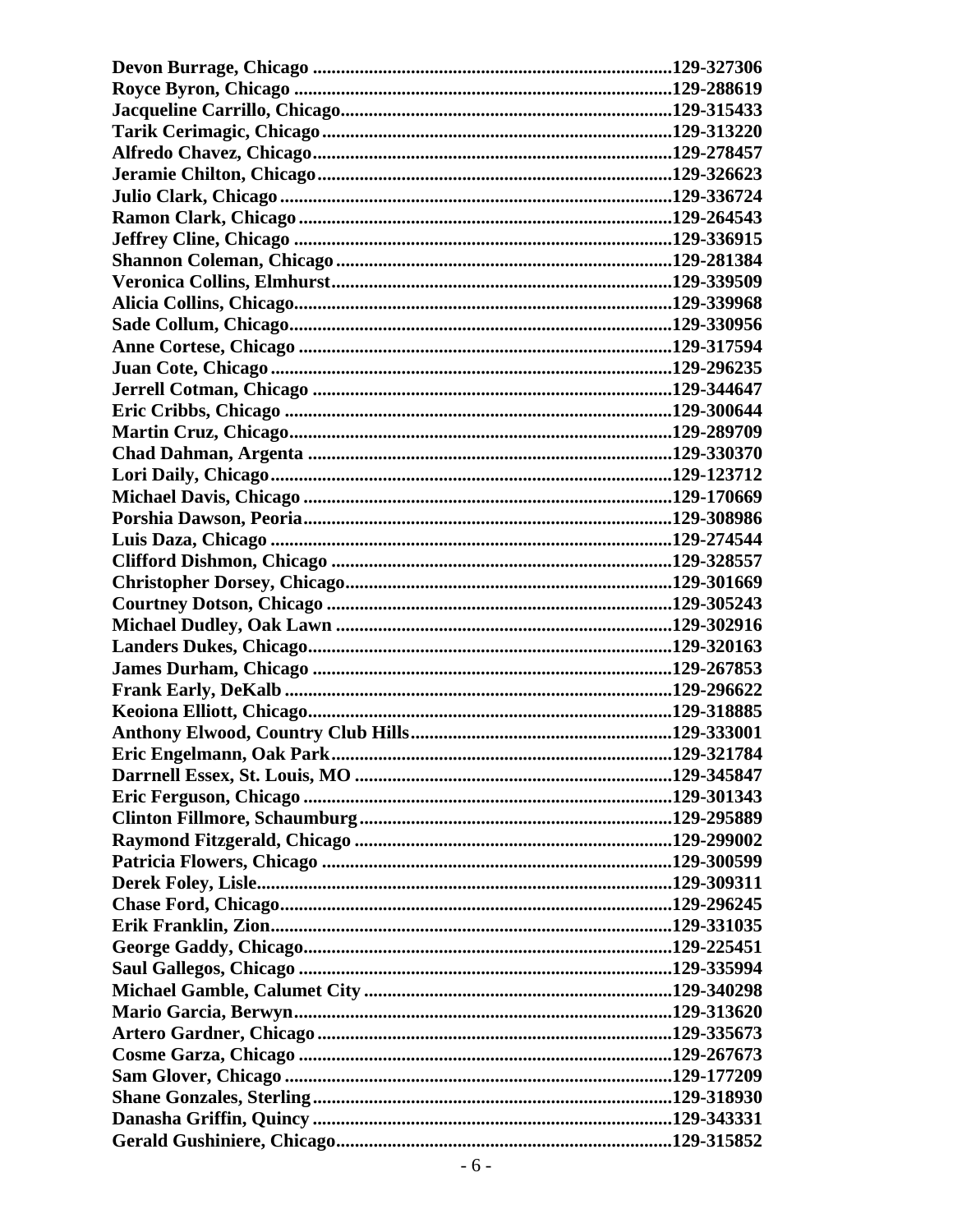**Devon Burrage, Chicago ............................................................................129-327306**
**Royce Byron, Chicago ................................................................................129-288619**
**Jacqueline Carrillo, Chicago......................................................................129-315433**
**Tarik Cerimagic, Chicago..........................................................................129-313220**
**Alfredo Chavez, Chicago...........................................................................129-278457**
**Jeramie Chilton, Chicago..........................................................................129-326623**
**Julio Clark, Chicago..................................................................................129-336724**
**Ramon Clark, Chicago..............................................................................129-264543**
**Jeffrey Cline, Chicago ...............................................................................129-336915**
**Shannon Coleman, Chicago......................................................................129-281384**
**Veronica Collins, Elmhurst.......................................................................129-339509**
**Alicia Collins, Chicago...............................................................................129-339968**
**Sade Collum, Chicago................................................................................129-330956**
**Anne Cortese, Chicago ..............................................................................129-317594**
**Juan Cote, Chicago....................................................................................129-296235**
**Jerrell Cotman, Chicago ...........................................................................129-344647**
**Eric Cribbs, Chicago ..................................................................................129-300644**
**Martin Cruz, Chicago.................................................................................129-289709**
**Chad Dahman, Argenta ............................................................................129-330370**
**Lori Daily, Chicago.....................................................................................129-123712**
**Michael Davis, Chicago .............................................................................129-170669**
**Porshia Dawson, Peoria.............................................................................129-308986**
**Luis Daza, Chicago ....................................................................................129-274544**
**Clifford Dishmon, Chicago ........................................................................129-328557**
**Christopher Dorsey, Chicago.....................................................................129-301669**
**Courtney Dotson, Chicago ........................................................................129-305243**
**Michael Dudley, Oak Lawn .......................................................................129-302916**
**Landers Dukes, Chicago............................................................................129-320163**
**James Durham, Chicago ...........................................................................129-267853**
**Frank Early, DeKalb .................................................................................129-296622**
**Keoiona Elliott, Chicago............................................................................129-318885**
**Anthony Elwood, Country Club Hills.......................................................129-333001**
**Eric Engelmann, Oak Park........................................................................129-321784**
**Darnnell Essex, St. Louis, MO ..................................................................129-345847**
**Eric Ferguson, Chicago .............................................................................129-301343**
**Clinton Fillmore, Schaumburg.................................................................129-295889**
**Raymond Fitzgerald, Chicago ..................................................................129-299002**
**Patricia Flowers, Chicago .........................................................................129-300599**
**Derek Foley, Lisle.......................................................................................129-309311**
**Chase Ford, Chicago..................................................................................129-296245**
**Erik Franklin, Zion....................................................................................129-331035**
**George Gaddy, Chicago.............................................................................129-225451**
**Saul Gallegos, Chicago ..............................................................................129-335994**
**Michael Gamble, Calumet City ................................................................129-340298**
**Mario Garcia, Berwyn...............................................................................129-313620**
**Artero Gardner, Chicago ..........................................................................129-335673**
**Cosme Garza, Chicago ..............................................................................129-267673**
**Sam Glover, Chicago .................................................................................129-177209**
**Shane Gonzales, Sterling...........................................................................129-318930**
**Danasha Griffin, Quincy ...........................................................................129-343331**
**Gerald Gushiniere, Chicago......................................................................129-315852**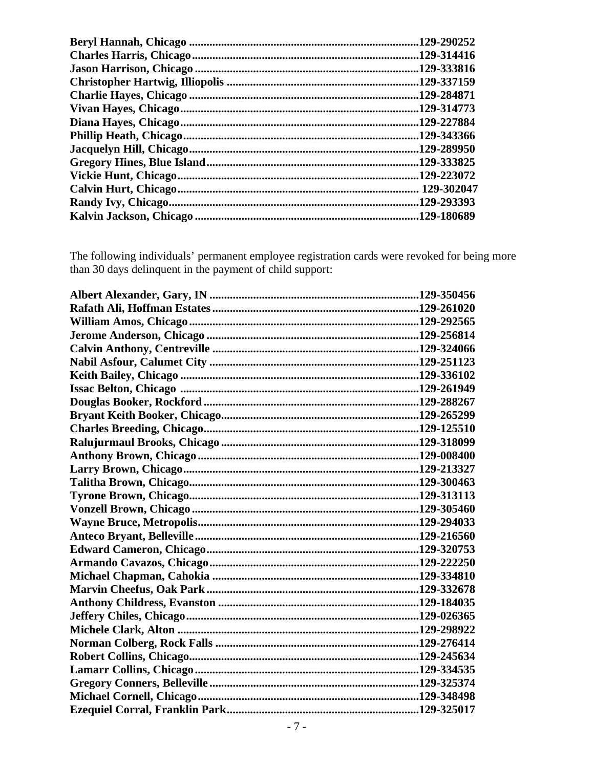**Beryl Hannah, Chicago ............................................................................129-290252**
**Charles Harris, Chicago............................................................................129-314416**
**Jason Harrison, Chicago ...........................................................................129-333816**
**Christopher Hartwig, Illiopolis .................................................................129-337159**
**Charlie Hayes, Chicago ............................................................................129-284871**
**Vivan Hayes, Chicago...............................................................................129-314773**
**Diana Hayes, Chicago...............................................................................129-227884**
**Phillip Heath, Chicago..............................................................................129-343366**
**Jacquelyn Hill, Chicago............................................................................129-289950**
**Gregory Hines, Blue Island.......................................................................129-333825**
**Vickie Hunt, Chicago................................................................................129-223072**
**Calvin Hurt, Chicago................................................................................ 129-302047**
**Randy Ivy, Chicago...................................................................................129-293393**
**Kalvin Jackson, Chicago ..........................................................................129-180689**

The following individuals' permanent employee registration cards were revoked for being more than 30 days delinquent in the payment of child support:

**Albert Alexander, Gary, IN .....................................................................129-350456**
**Rafath Ali, Hoffman Estates....................................................................129-261020**
**William Amos, Chicago............................................................................129-292565**
**Jerome Anderson, Chicago .......................................................................129-256814**
**Calvin Anthony, Centreville .....................................................................129-324066**
**Nabil Asfour, Calumet City ......................................................................129-251123**
**Keith Bailey, Chicago ...............................................................................129-336102**
**Issac Belton, Chicago ...............................................................................129-261949**
**Douglas Booker, Rockford .......................................................................129-288267**
**Bryant Keith Booker, Chicago..................................................................129-265299**
**Charles Breeding, Chicago.......................................................................129-125510**
**Ralujurmaul Brooks, Chicago ..................................................................129-318099**
**Anthony Brown, Chicago ..........................................................................129-008400**
**Larry Brown, Chicago...............................................................................129-213327**
**Talitha Brown, Chicago............................................................................129-300463**
**Tyrone Brown, Chicago............................................................................129-313113**
**Vonzell Brown, Chicago ...........................................................................129-305460**
**Wayne Bruce, Metropolis.........................................................................129-294033**
**Anteco Bryant, Belleville..........................................................................129-216560**
**Edward Cameron, Chicago.......................................................................129-320753**
**Armando Cavazos, Chicago......................................................................129-222250**
**Michael Chapman, Cahokia .....................................................................129-334810**
**Marvin Cheefus, Oak Park .......................................................................129-332678**
**Anthony Childress, Evanston ..................................................................129-184035**
**Jeffery Chiles, Chicago.............................................................................129-026365**
**Michele Clark, Alton .................................................................................129-298922**
**Norman Colberg, Rock Falls ....................................................................129-276414**
**Robert Collins, Chicago............................................................................129-245634**
**Lamarr Collins, Chicago ..........................................................................129-334535**
**Gregory Conners, Belleville .....................................................................129-325374**
**Michael Cornell, Chicago.........................................................................129-348498**
**Ezequiel Corral, Franklin Park...............................................................129-325017**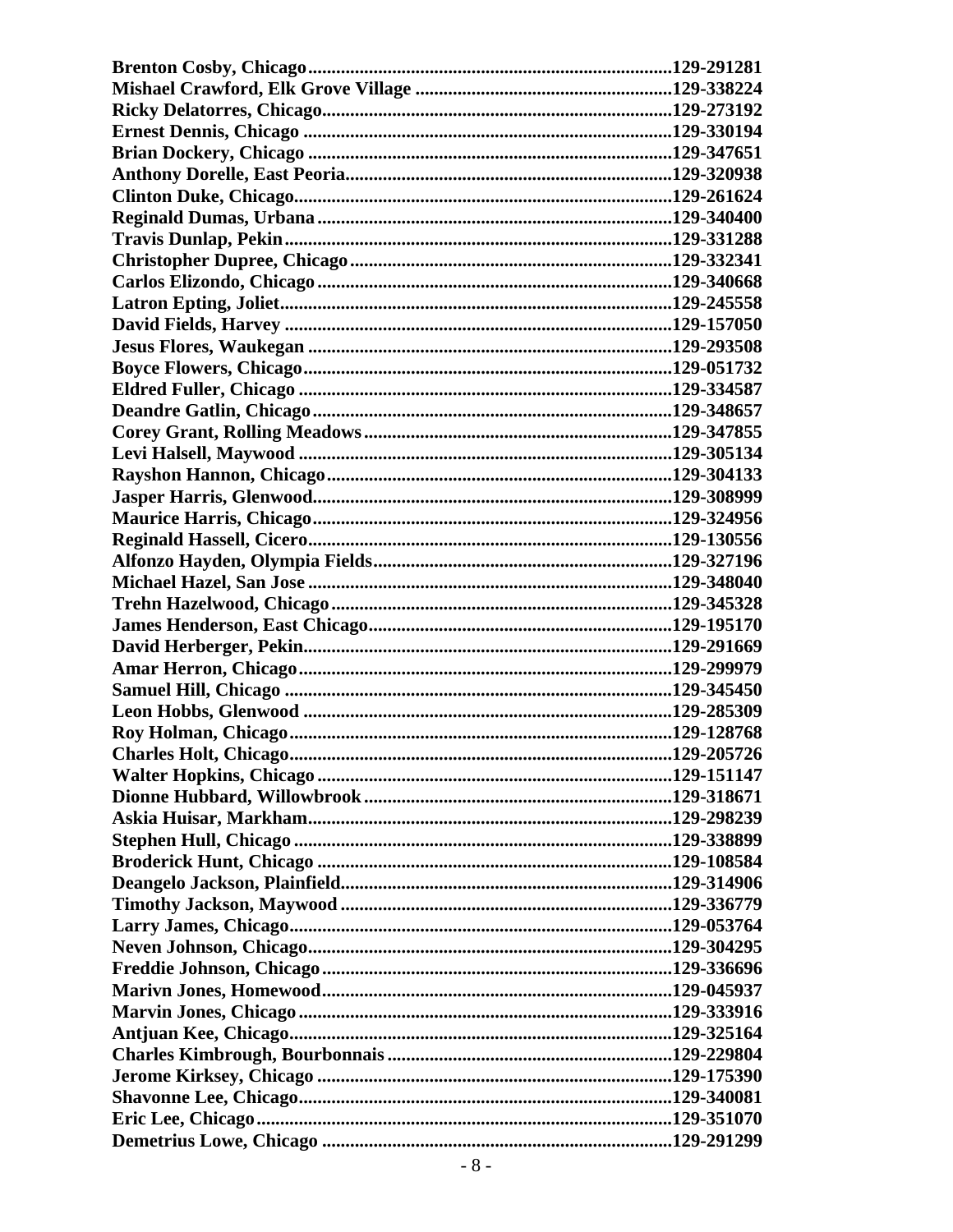**Brenton Cosby, Chicago............................................................................129-291281**
**Mishael Crawford, Elk Grove Village .......................................................129-338224**
**Ricky Delatorres, Chicago..........................................................................129-273192**
**Ernest Dennis, Chicago ..............................................................................129-330194**
**Brian Dockery, Chicago .............................................................................129-347651**
**Anthony Dorelle, East Peoria.....................................................................129-320938**
**Clinton Duke, Chicago...............................................................................129-261624**
**Reginald Dumas, Urbana...........................................................................129-340400**
**Travis Dunlap, Pekin..................................................................................129-331288**
**Christopher Dupree, Chicago.....................................................................129-332341**
**Carlos Elizondo, Chicago...........................................................................129-340668**
**Latron Epting, Joliet...................................................................................129-245558**
**David Fields, Harvey .................................................................................129-157050**
**Jesus Flores, Waukegan .............................................................................129-293508**
**Boyce Flowers, Chicago.............................................................................129-051732**
**Eldred Fuller, Chicago ...............................................................................129-334587**
**Deandre Gatlin, Chicago............................................................................129-348657**
**Corey Grant, Rolling Meadows.................................................................129-347855**
**Levi Halsell, Maywood ...............................................................................129-305134**
**Rayshon Hannon, Chicago.........................................................................129-304133**
**Jasper Harris, Glenwood............................................................................129-308999**
**Maurice Harris, Chicago............................................................................129-324956**
**Reginald Hassell, Cicero............................................................................129-130556**
**Alfonzo Hayden, Olympia Fields...............................................................129-327196**
**Michael Hazel, San Jose .............................................................................129-348040**
**Trehn Hazelwood, Chicago........................................................................129-345328**
**James Henderson, East Chicago................................................................129-195170**
**David Herberger, Pekin..............................................................................129-291669**
**Amar Herron, Chicago...............................................................................129-299979**
**Samuel Hill, Chicago .................................................................................129-345450**
**Leon Hobbs, Glenwood ..............................................................................129-285309**
**Roy Holman, Chicago.................................................................................129-128768**
**Charles Holt, Chicago.................................................................................129-205726**
**Walter Hopkins, Chicago...........................................................................129-151147**
**Dionne Hubbard, Willowbrook.................................................................129-318671**
**Askia Huisar, Markham.............................................................................129-298239**
**Stephen Hull, Chicago ...............................................................................129-338899**
**Broderick Hunt, Chicago ...........................................................................129-108584**
**Deangelo Jackson, Plainfield......................................................................129-314906**
**Timothy Jackson, Maywood ......................................................................129-336779**
**Larry James, Chicago.................................................................................129-053764**
**Neven Johnson, Chicago.............................................................................129-304295**
**Freddie Johnson, Chicago..........................................................................129-336696**
**Marivn Jones, Homewood..........................................................................129-045937**
**Marvin Jones, Chicago ...............................................................................129-333916**
**Antjuan Kee, Chicago.................................................................................129-325164**
**Charles Kimbrough, Bourbonnais ............................................................129-229804**
**Jerome Kirksey, Chicago ...........................................................................129-175390**
**Shavonne Lee, Chicago...............................................................................129-340081**
**Eric Lee, Chicago........................................................................................129-351070**
**Demetrius Lowe, Chicago ..........................................................................129-291299**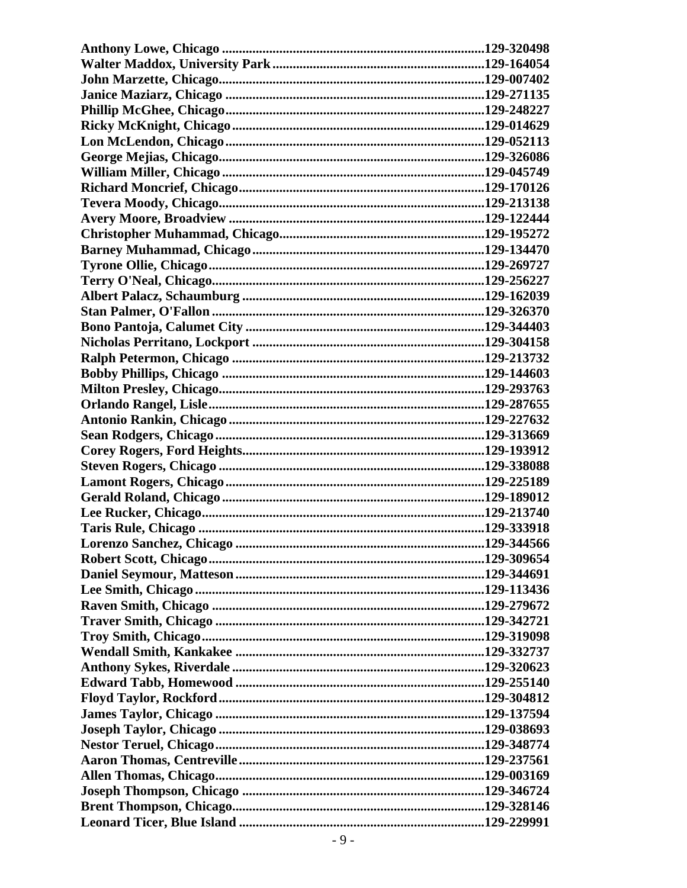**Anthony Lowe, Chicago ............................................................................129-320498**
**Walter Maddox, University Park ..............................................................129-164054**
**John Marzette, Chicago..............................................................................129-007402**
**Janice Maziarz, Chicago ............................................................................129-271135**
**Phillip McGhee, Chicago............................................................................129-248227**
**Ricky McKnight, Chicago..........................................................................129-014629**
**Lon McLendon, Chicago............................................................................129-052113**
**George Mejias, Chicago.............................................................................129-326086**
**William Miller, Chicago .............................................................................129-045749**
**Richard Moncrief, Chicago.........................................................................129-170126**
**Tevera Moody, Chicago..............................................................................129-213138**
**Avery Moore, Broadview ...........................................................................129-122444**
**Christopher Muhammad, Chicago.............................................................129-195272**
**Barney Muhammad, Chicago....................................................................129-134470**
**Tyrone Ollie, Chicago.................................................................................129-269727**
**Terry O'Neal, Chicago................................................................................129-256227**
**Albert Palacz, Schaumburg .......................................................................129-162039**
**Stan Palmer, O'Fallon ................................................................................129-326370**
**Bono Pantoja, Calumet City ......................................................................129-344403**
**Nicholas Perritano, Lockport ....................................................................129-304158**
**Ralph Petermon, Chicago ..........................................................................129-213732**
**Bobby Phillips, Chicago ............................................................................129-144603**
**Milton Presley, Chicago.............................................................................129-293763**
**Orlando Rangel, Lisle.................................................................................129-287655**
**Antonio Rankin, Chicago ...........................................................................129-227632**
**Sean Rodgers, Chicago...............................................................................129-313669**
**Corey Rogers, Ford Heights.......................................................................129-193912**
**Steven Rogers, Chicago .............................................................................129-338088**
**Lamont Rogers, Chicago............................................................................129-225189**
**Gerald Roland, Chicago .............................................................................129-189012**
**Lee Rucker, Chicago...................................................................................129-213740**
**Taris Rule, Chicago ....................................................................................129-333918**
**Lorenzo Sanchez, Chicago .........................................................................129-344566**
**Robert Scott, Chicago.................................................................................129-309654**
**Daniel Seymour, Matteson .........................................................................129-344691**
**Lee Smith, Chicago.....................................................................................129-113436**
**Raven Smith, Chicago ...............................................................................129-279672**
**Traver Smith, Chicago ..............................................................................129-342721**
**Troy Smith, Chicago...................................................................................129-319098**
**Wendall Smith, Kankakee .........................................................................129-332737**
**Anthony Sykes, Riverdale ..........................................................................129-320623**
**Edward Tabb, Homewood .........................................................................129-255140**
**Floyd Taylor, Rockford..............................................................................129-304812**
**James Taylor, Chicago ...............................................................................129-137594**
**Joseph Taylor, Chicago ..............................................................................129-038693**
**Nestor Teruel, Chicago...............................................................................129-348774**
**Aaron Thomas, Centreville ........................................................................129-237561**
**Allen Thomas, Chicago...............................................................................129-003169**
**Joseph Thompson, Chicago .......................................................................129-346724**
**Brent Thompson, Chicago..........................................................................129-328146**
**Leonard Ticer, Blue Island ........................................................................129-229991**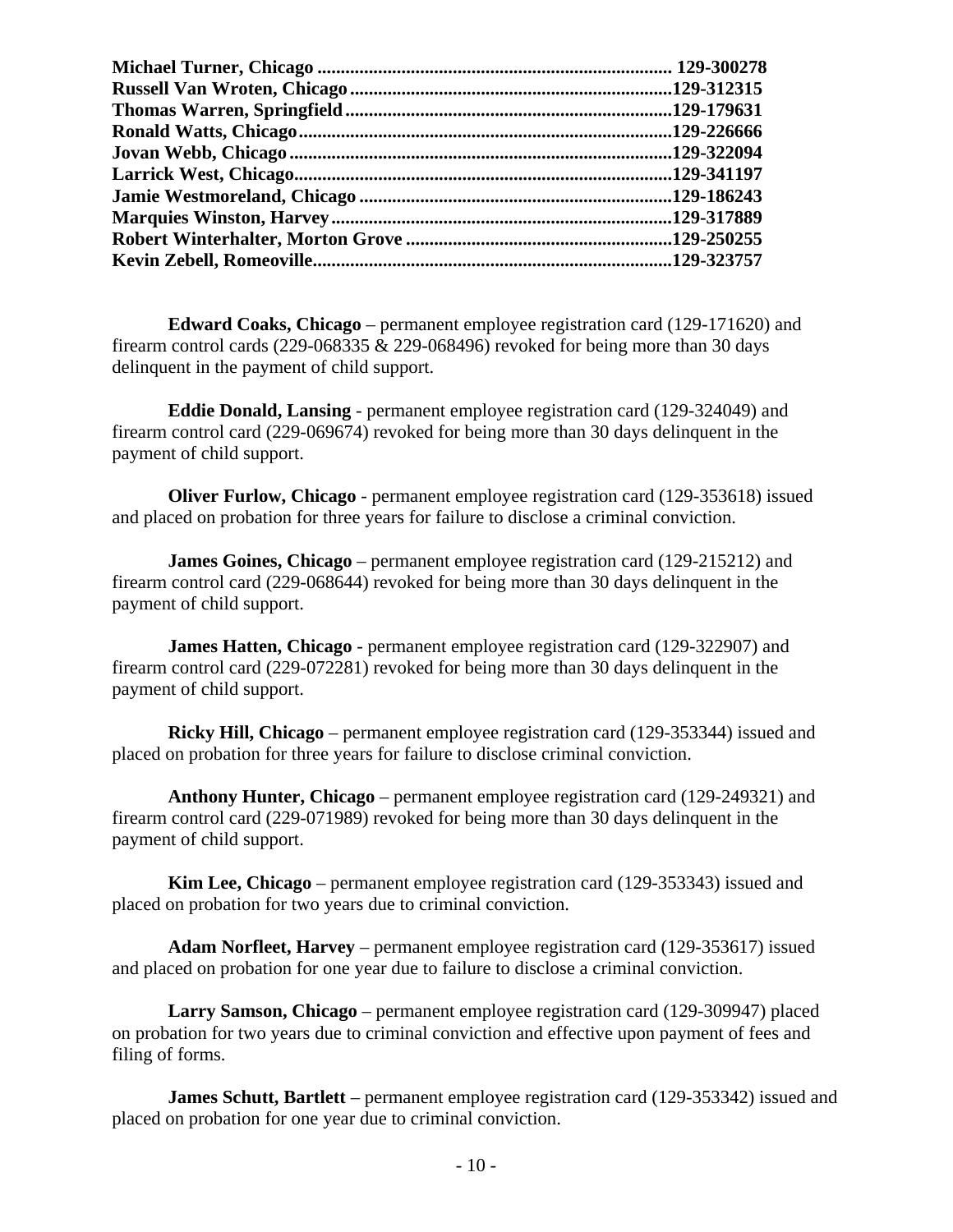**Michael Turner, Chicago ........................................................................... 129-300278**
**Russell Van Wroten, Chicago ....................................................................129-312315**
**Thomas Warren, Springfield .....................................................................129-179631**
**Ronald Watts, Chicago...............................................................................129-226666**
**Jovan Webb, Chicago ................................................................................129-322094**
**Larrick West, Chicago................................................................................129-341197**
**Jamie Westmoreland, Chicago .................................................................129-186243**
**Marquies Winston, Harvey .......................................................................129-317889**
**Robert Winterhalter, Morton Grove ........................................................129-250255**
**Kevin Zebell, Romeoville...........................................................................129-323757**

**Edward Coaks, Chicago** – permanent employee registration card (129-171620) and firearm control cards (229-068335 & 229-068496) revoked for being more than 30 days delinquent in the payment of child support.

**Eddie Donald, Lansing** - permanent employee registration card (129-324049) and firearm control card (229-069674) revoked for being more than 30 days delinquent in the payment of child support.

**Oliver Furlow, Chicago** - permanent employee registration card (129-353618) issued and placed on probation for three years for failure to disclose a criminal conviction.

**James Goines, Chicago** – permanent employee registration card (129-215212) and firearm control card (229-068644) revoked for being more than 30 days delinquent in the payment of child support.

**James Hatten, Chicago** - permanent employee registration card (129-322907) and firearm control card (229-072281) revoked for being more than 30 days delinquent in the payment of child support.

**Ricky Hill, Chicago** – permanent employee registration card (129-353344) issued and placed on probation for three years for failure to disclose criminal conviction.

**Anthony Hunter, Chicago** – permanent employee registration card (129-249321) and firearm control card (229-071989) revoked for being more than 30 days delinquent in the payment of child support.

**Kim Lee, Chicago** – permanent employee registration card (129-353343) issued and placed on probation for two years due to criminal conviction.

**Adam Norfleet, Harvey** – permanent employee registration card (129-353617) issued and placed on probation for one year due to failure to disclose a criminal conviction.

**Larry Samson, Chicago** – permanent employee registration card (129-309947) placed on probation for two years due to criminal conviction and effective upon payment of fees and filing of forms.

**James Schutt, Bartlett** – permanent employee registration card (129-353342) issued and placed on probation for one year due to criminal conviction.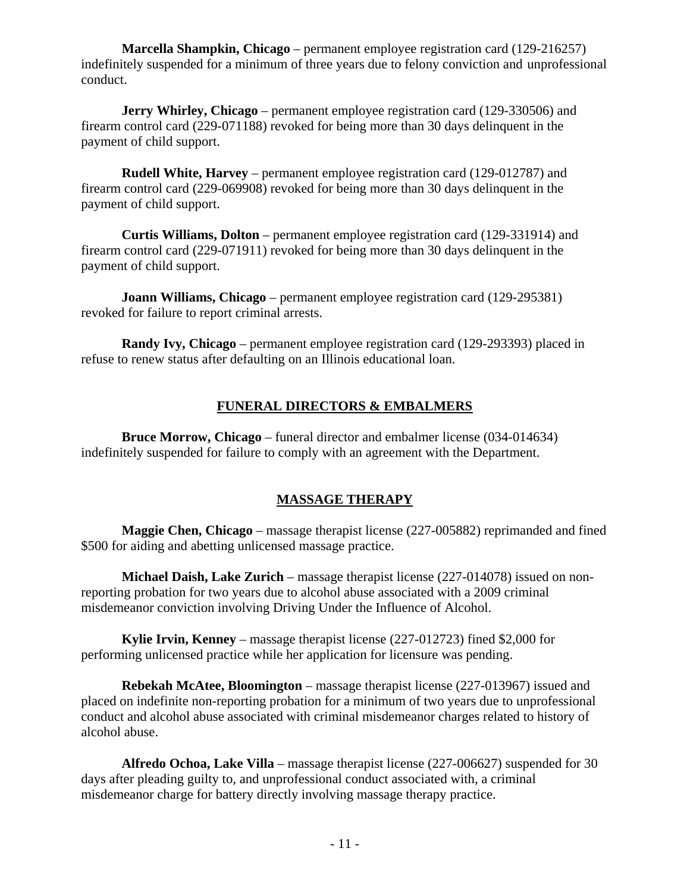**Marcella Shampkin, Chicago** – permanent employee registration card (129-216257) indefinitely suspended for a minimum of three years due to felony conviction and unprofessional conduct.

**Jerry Whirley, Chicago** – permanent employee registration card (129-330506) and firearm control card (229-071188) revoked for being more than 30 days delinquent in the payment of child support.

**Rudell White, Harvey** – permanent employee registration card (129-012787) and firearm control card (229-069908) revoked for being more than 30 days delinquent in the payment of child support.

**Curtis Williams, Dolton** – permanent employee registration card (129-331914) and firearm control card (229-071911) revoked for being more than 30 days delinquent in the payment of child support.

**Joann Williams, Chicago** – permanent employee registration card (129-295381) revoked for failure to report criminal arrests.

**Randy Ivy, Chicago** – permanent employee registration card (129-293393) placed in refuse to renew status after defaulting on an Illinois educational loan.

## FUNERAL DIRECTORS & EMBALMERS

**Bruce Morrow, Chicago** – funeral director and embalmer license (034-014634) indefinitely suspended for failure to comply with an agreement with the Department.

## MASSAGE THERAPY

**Maggie Chen, Chicago** – massage therapist license (227-005882) reprimanded and fined $500 for aiding and abetting unlicensed massage practice.

**Michael Daish, Lake Zurich** – massage therapist license (227-014078) issued on non-reporting probation for two years due to alcohol abuse associated with a 2009 criminal misdemeanor conviction involving Driving Under the Influence of Alcohol.

**Kylie Irvin, Kenney** – massage therapist license (227-012723) fined $2,000 for performing unlicensed practice while her application for licensure was pending.

**Rebekah McAtee, Bloomington** – massage therapist license (227-013967) issued and placed on indefinite non-reporting probation for a minimum of two years due to unprofessional conduct and alcohol abuse associated with criminal misdemeanor charges related to history of alcohol abuse.

**Alfredo Ochoa, Lake Villa** – massage therapist license (227-006627) suspended for 30 days after pleading guilty to, and unprofessional conduct associated with, a criminal misdemeanor charge for battery directly involving massage therapy practice.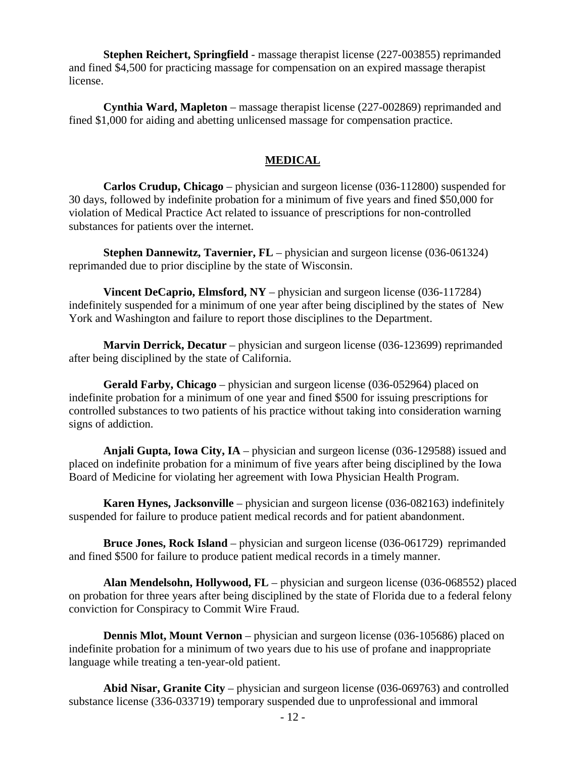**Stephen Reichert, Springfield** - massage therapist license (227-003855) reprimanded and fined $4,500 for practicing massage for compensation on an expired massage therapist license.

**Cynthia Ward, Mapleton** – massage therapist license (227-002869) reprimanded and fined $1,000 for aiding and abetting unlicensed massage for compensation practice.

## MEDICAL

**Carlos Crudup, Chicago** – physician and surgeon license (036-112800) suspended for 30 days, followed by indefinite probation for a minimum of five years and fined $50,000 for violation of Medical Practice Act related to issuance of prescriptions for non-controlled substances for patients over the internet.

**Stephen Dannewitz, Tavernier, FL** – physician and surgeon license (036-061324) reprimanded due to prior discipline by the state of Wisconsin.

**Vincent DeCaprio, Elmsford, NY** – physician and surgeon license (036-117284) indefinitely suspended for a minimum of one year after being disciplined by the states of New York and Washington and failure to report those disciplines to the Department.

**Marvin Derrick, Decatur** – physician and surgeon license (036-123699) reprimanded after being disciplined by the state of California.

**Gerald Farby, Chicago** – physician and surgeon license (036-052964) placed on indefinite probation for a minimum of one year and fined $500 for issuing prescriptions for controlled substances to two patients of his practice without taking into consideration warning signs of addiction.

**Anjali Gupta, Iowa City, IA** – physician and surgeon license (036-129588) issued and placed on indefinite probation for a minimum of five years after being disciplined by the Iowa Board of Medicine for violating her agreement with Iowa Physician Health Program.

**Karen Hynes, Jacksonville** – physician and surgeon license (036-082163) indefinitely suspended for failure to produce patient medical records and for patient abandonment.

**Bruce Jones, Rock Island** – physician and surgeon license (036-061729) reprimanded and fined $500 for failure to produce patient medical records in a timely manner.

**Alan Mendelsohn, Hollywood, FL** – physician and surgeon license (036-068552) placed on probation for three years after being disciplined by the state of Florida due to a federal felony conviction for Conspiracy to Commit Wire Fraud.

**Dennis Mlot, Mount Vernon** – physician and surgeon license (036-105686) placed on indefinite probation for a minimum of two years due to his use of profane and inappropriate language while treating a ten-year-old patient.

**Abid Nisar, Granite City** – physician and surgeon license (036-069763) and controlled substance license (336-033719) temporary suspended due to unprofessional and immoral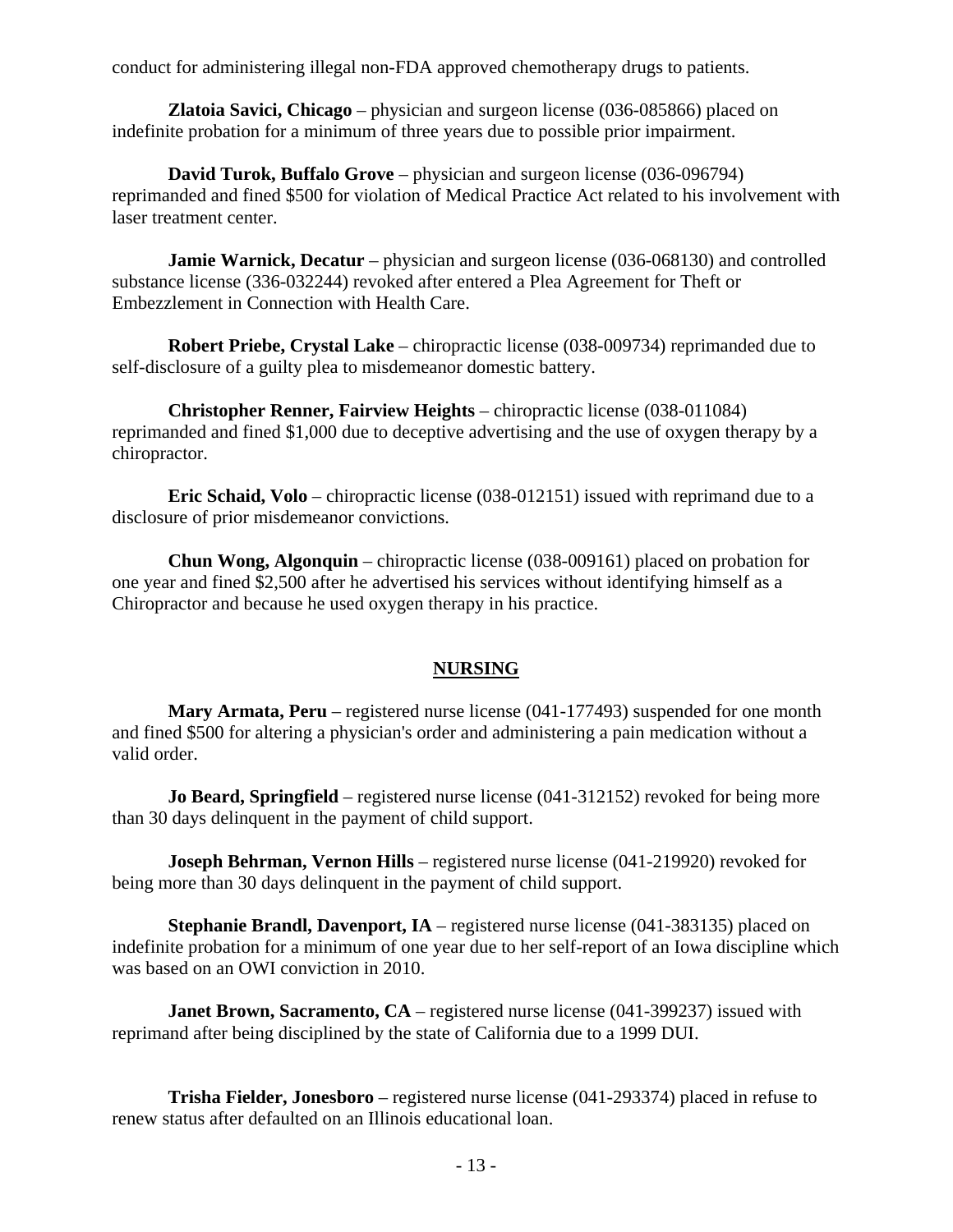conduct for administering illegal non-FDA approved chemotherapy drugs to patients.

**Zlatoia Savici, Chicago** – physician and surgeon license (036-085866) placed on indefinite probation for a minimum of three years due to possible prior impairment.

**David Turok, Buffalo Grove** – physician and surgeon license (036-096794) reprimanded and fined $500 for violation of Medical Practice Act related to his involvement with laser treatment center.

**Jamie Warnick, Decatur** – physician and surgeon license (036-068130) and controlled substance license (336-032244) revoked after entered a Plea Agreement for Theft or Embezzlement in Connection with Health Care.

**Robert Priebe, Crystal Lake** – chiropractic license (038-009734) reprimanded due to self-disclosure of a guilty plea to misdemeanor domestic battery.

**Christopher Renner, Fairview Heights** – chiropractic license (038-011084) reprimanded and fined $1,000 due to deceptive advertising and the use of oxygen therapy by a chiropractor.

**Eric Schaid, Volo** – chiropractic license (038-012151) issued with reprimand due to a disclosure of prior misdemeanor convictions.

**Chun Wong, Algonquin** – chiropractic license (038-009161) placed on probation for one year and fined $2,500 after he advertised his services without identifying himself as a Chiropractor and because he used oxygen therapy in his practice.

## NURSING

**Mary Armata, Peru** – registered nurse license (041-177493) suspended for one month and fined $500 for altering a physician's order and administering a pain medication without a valid order.

**Jo Beard, Springfield** – registered nurse license (041-312152) revoked for being more than 30 days delinquent in the payment of child support.

**Joseph Behrman, Vernon Hills** – registered nurse license (041-219920) revoked for being more than 30 days delinquent in the payment of child support.

**Stephanie Brandl, Davenport, IA** – registered nurse license (041-383135) placed on indefinite probation for a minimum of one year due to her self-report of an Iowa discipline which was based on an OWI conviction in 2010.

**Janet Brown, Sacramento, CA** – registered nurse license (041-399237) issued with reprimand after being disciplined by the state of California due to a 1999 DUI.

**Trisha Fielder, Jonesboro** – registered nurse license (041-293374) placed in refuse to renew status after defaulted on an Illinois educational loan.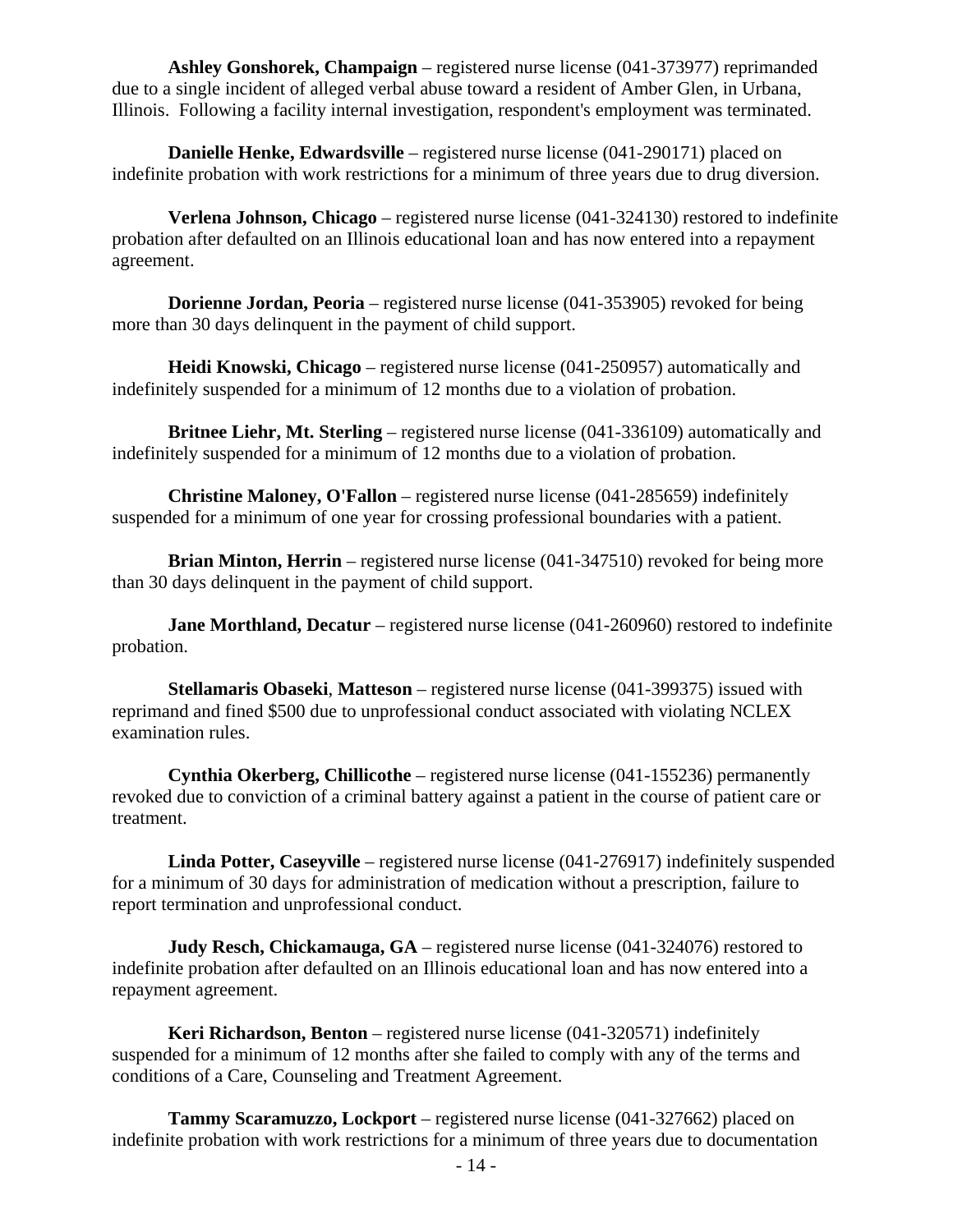**Ashley Gonshorek, Champaign** – registered nurse license (041-373977) reprimanded due to a single incident of alleged verbal abuse toward a resident of Amber Glen, in Urbana, Illinois. Following a facility internal investigation, respondent's employment was terminated.

**Danielle Henke, Edwardsville** – registered nurse license (041-290171) placed on indefinite probation with work restrictions for a minimum of three years due to drug diversion.

**Verlena Johnson, Chicago** – registered nurse license (041-324130) restored to indefinite probation after defaulted on an Illinois educational loan and has now entered into a repayment agreement.

**Dorienne Jordan, Peoria** – registered nurse license (041-353905) revoked for being more than 30 days delinquent in the payment of child support.

**Heidi Knowski, Chicago** – registered nurse license (041-250957) automatically and indefinitely suspended for a minimum of 12 months due to a violation of probation.

**Britnee Liehr, Mt. Sterling** – registered nurse license (041-336109) automatically and indefinitely suspended for a minimum of 12 months due to a violation of probation.

**Christine Maloney, O'Fallon** – registered nurse license (041-285659) indefinitely suspended for a minimum of one year for crossing professional boundaries with a patient.

**Brian Minton, Herrin** – registered nurse license (041-347510) revoked for being more than 30 days delinquent in the payment of child support.

**Jane Morthland, Decatur** – registered nurse license (041-260960) restored to indefinite probation.

**Stellamaris Obaseki**, **Matteson** – registered nurse license (041-399375) issued with reprimand and fined $500 due to unprofessional conduct associated with violating NCLEX examination rules.

**Cynthia Okerberg, Chillicothe** – registered nurse license (041-155236) permanently revoked due to conviction of a criminal battery against a patient in the course of patient care or treatment.

**Linda Potter, Caseyville** – registered nurse license (041-276917) indefinitely suspended for a minimum of 30 days for administration of medication without a prescription, failure to report termination and unprofessional conduct.

**Judy Resch, Chickamauga, GA** – registered nurse license (041-324076) restored to indefinite probation after defaulted on an Illinois educational loan and has now entered into a repayment agreement.

**Keri Richardson, Benton** – registered nurse license (041-320571) indefinitely suspended for a minimum of 12 months after she failed to comply with any of the terms and conditions of a Care, Counseling and Treatment Agreement.

**Tammy Scaramuzzo, Lockport** – registered nurse license (041-327662) placed on indefinite probation with work restrictions for a minimum of three years due to documentation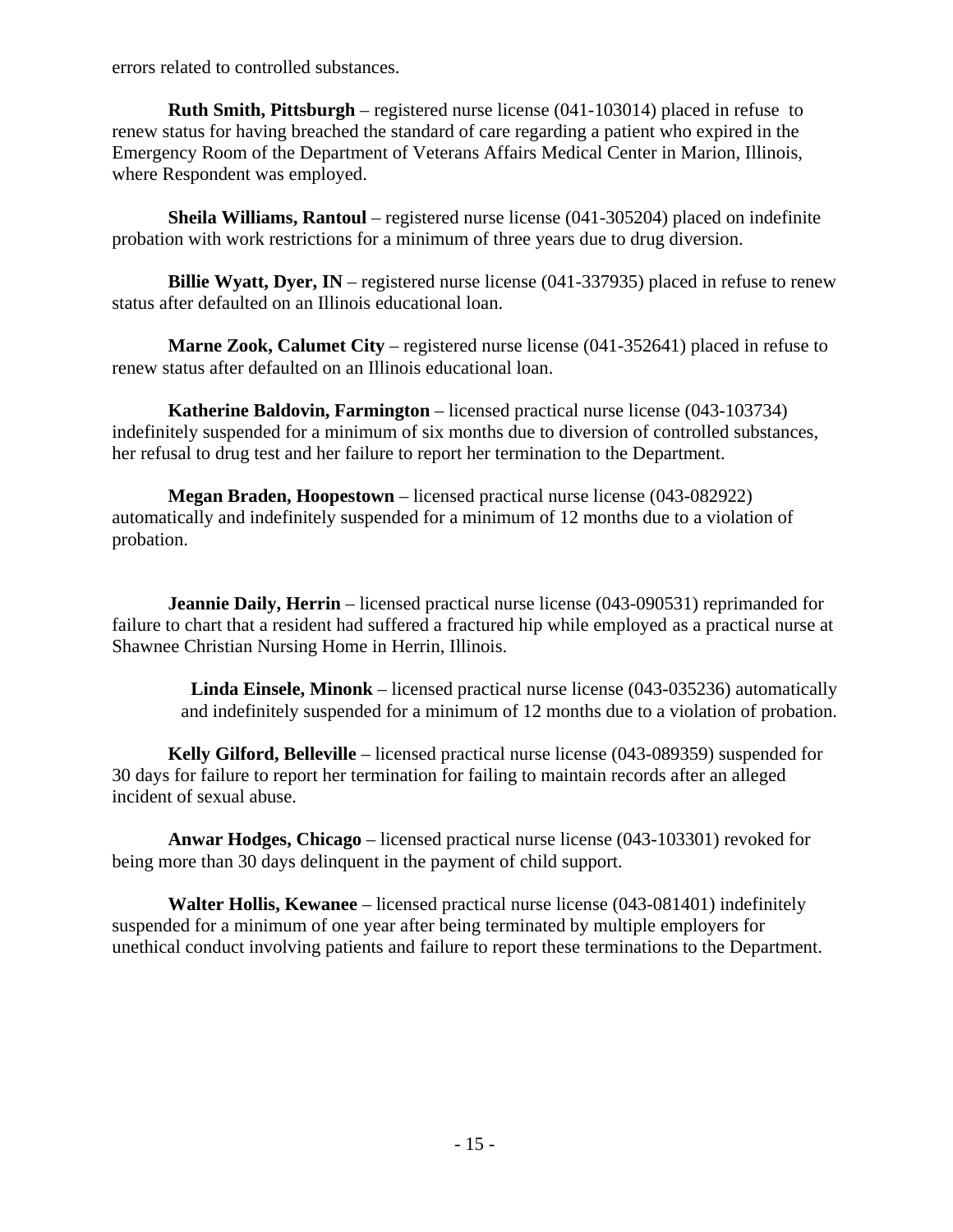errors related to controlled substances.

**Ruth Smith, Pittsburgh** – registered nurse license (041-103014) placed in refuse to renew status for having breached the standard of care regarding a patient who expired in the Emergency Room of the Department of Veterans Affairs Medical Center in Marion, Illinois, where Respondent was employed.

**Sheila Williams, Rantoul** – registered nurse license (041-305204) placed on indefinite probation with work restrictions for a minimum of three years due to drug diversion.

**Billie Wyatt, Dyer, IN** – registered nurse license (041-337935) placed in refuse to renew status after defaulted on an Illinois educational loan.

**Marne Zook, Calumet City** – registered nurse license (041-352641) placed in refuse to renew status after defaulted on an Illinois educational loan.

**Katherine Baldovin, Farmington** – licensed practical nurse license (043-103734) indefinitely suspended for a minimum of six months due to diversion of controlled substances, her refusal to drug test and her failure to report her termination to the Department.

**Megan Braden, Hoopestown** – licensed practical nurse license (043-082922) automatically and indefinitely suspended for a minimum of 12 months due to a violation of probation.

**Jeannie Daily, Herrin** – licensed practical nurse license (043-090531) reprimanded for failure to chart that a resident had suffered a fractured hip while employed as a practical nurse at Shawnee Christian Nursing Home in Herrin, Illinois.

**Linda Einsele, Minonk** – licensed practical nurse license (043-035236) automatically and indefinitely suspended for a minimum of 12 months due to a violation of probation.

**Kelly Gilford, Belleville** – licensed practical nurse license (043-089359) suspended for 30 days for failure to report her termination for failing to maintain records after an alleged incident of sexual abuse.

**Anwar Hodges, Chicago** – licensed practical nurse license (043-103301) revoked for being more than 30 days delinquent in the payment of child support.

**Walter Hollis, Kewanee** – licensed practical nurse license (043-081401) indefinitely suspended for a minimum of one year after being terminated by multiple employers for unethical conduct involving patients and failure to report these terminations to the Department.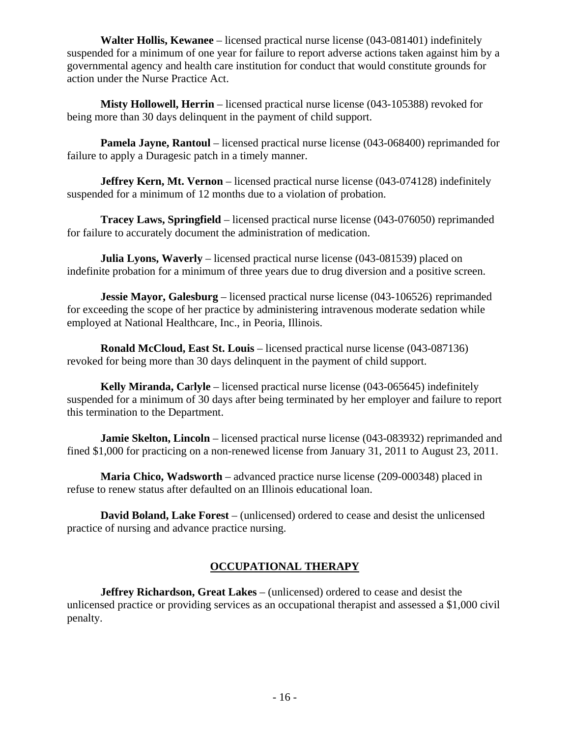**Walter Hollis, Kewanee** – licensed practical nurse license (043-081401) indefinitely suspended for a minimum of one year for failure to report adverse actions taken against him by a governmental agency and health care institution for conduct that would constitute grounds for action under the Nurse Practice Act.

**Misty Hollowell, Herrin** – licensed practical nurse license (043-105388) revoked for being more than 30 days delinquent in the payment of child support.

**Pamela Jayne, Rantoul** – licensed practical nurse license (043-068400) reprimanded for failure to apply a Duragesic patch in a timely manner.

**Jeffrey Kern, Mt. Vernon** – licensed practical nurse license (043-074128) indefinitely suspended for a minimum of 12 months due to a violation of probation.

**Tracey Laws, Springfield** – licensed practical nurse license (043-076050) reprimanded for failure to accurately document the administration of medication.

**Julia Lyons, Waverly** – licensed practical nurse license (043-081539) placed on indefinite probation for a minimum of three years due to drug diversion and a positive screen.

**Jessie Mayor, Galesburg** – licensed practical nurse license (043-106526) reprimanded for exceeding the scope of her practice by administering intravenous moderate sedation while employed at National Healthcare, Inc., in Peoria, Illinois.

**Ronald McCloud, East St. Louis** – licensed practical nurse license (043-087136) revoked for being more than 30 days delinquent in the payment of child support.

**Kelly Miranda, Carlyle** – licensed practical nurse license (043-065645) indefinitely suspended for a minimum of 30 days after being terminated by her employer and failure to report this termination to the Department.

**Jamie Skelton, Lincoln** – licensed practical nurse license (043-083932) reprimanded and fined $1,000 for practicing on a non-renewed license from January 31, 2011 to August 23, 2011.

**Maria Chico, Wadsworth** – advanced practice nurse license (209-000348) placed in refuse to renew status after defaulted on an Illinois educational loan.

**David Boland, Lake Forest** – (unlicensed) ordered to cease and desist the unlicensed practice of nursing and advance practice nursing.

## OCCUPATIONAL THERAPY

**Jeffrey Richardson, Great Lakes** – (unlicensed) ordered to cease and desist the unlicensed practice or providing services as an occupational therapist and assessed a $1,000 civil penalty.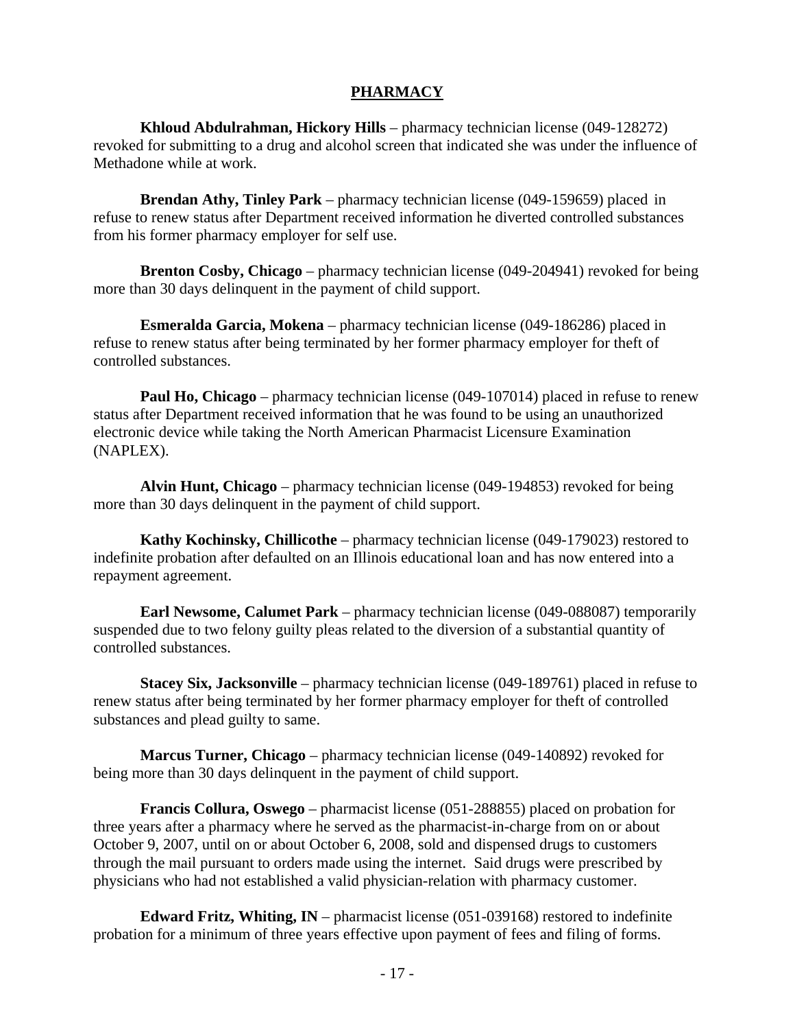## PHARMACY

**Khloud Abdulrahman, Hickory Hills** – pharmacy technician license (049-128272) revoked for submitting to a drug and alcohol screen that indicated she was under the influence of Methadone while at work.

**Brendan Athy, Tinley Park** – pharmacy technician license (049-159659) placed in refuse to renew status after Department received information he diverted controlled substances from his former pharmacy employer for self use.

**Brenton Cosby, Chicago** – pharmacy technician license (049-204941) revoked for being more than 30 days delinquent in the payment of child support.

**Esmeralda Garcia, Mokena** – pharmacy technician license (049-186286) placed in refuse to renew status after being terminated by her former pharmacy employer for theft of controlled substances.

**Paul Ho, Chicago** – pharmacy technician license (049-107014) placed in refuse to renew status after Department received information that he was found to be using an unauthorized electronic device while taking the North American Pharmacist Licensure Examination (NAPLEX).

**Alvin Hunt, Chicago** – pharmacy technician license (049-194853) revoked for being more than 30 days delinquent in the payment of child support.

**Kathy Kochinsky, Chillicothe** – pharmacy technician license (049-179023) restored to indefinite probation after defaulted on an Illinois educational loan and has now entered into a repayment agreement.

**Earl Newsome, Calumet Park** – pharmacy technician license (049-088087) temporarily suspended due to two felony guilty pleas related to the diversion of a substantial quantity of controlled substances.

**Stacey Six, Jacksonville** – pharmacy technician license (049-189761) placed in refuse to renew status after being terminated by her former pharmacy employer for theft of controlled substances and plead guilty to same.

**Marcus Turner, Chicago** – pharmacy technician license (049-140892) revoked for being more than 30 days delinquent in the payment of child support.

**Francis Collura, Oswego** – pharmacist license (051-288855) placed on probation for three years after a pharmacy where he served as the pharmacist-in-charge from on or about October 9, 2007, until on or about October 6, 2008, sold and dispensed drugs to customers through the mail pursuant to orders made using the internet. Said drugs were prescribed by physicians who had not established a valid physician-relation with pharmacy customer.

**Edward Fritz, Whiting, IN** – pharmacist license (051-039168) restored to indefinite probation for a minimum of three years effective upon payment of fees and filing of forms.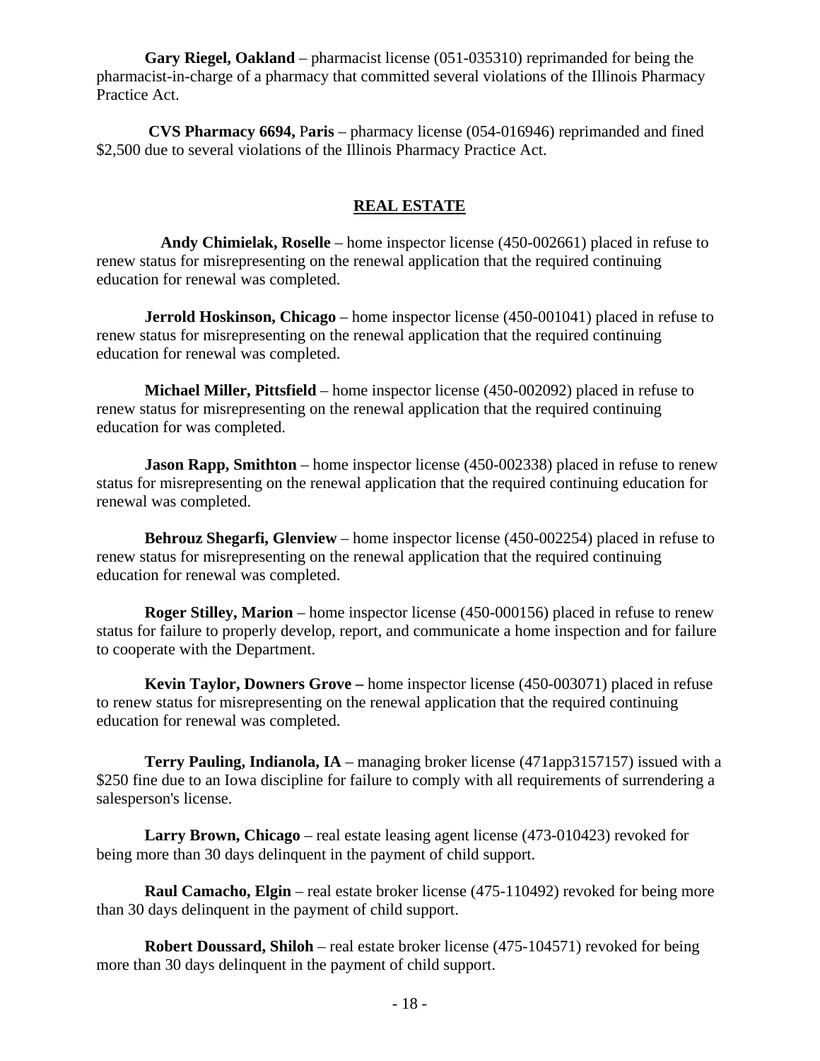**Gary Riegel, Oakland** – pharmacist license (051-035310) reprimanded for being the pharmacist-in-charge of a pharmacy that committed several violations of the Illinois Pharmacy Practice Act.

**CVS Pharmacy 6694,** P**aris** – pharmacy license (054-016946) reprimanded and fined $2,500 due to several violations of the Illinois Pharmacy Practice Act.

## REAL ESTATE

**Andy Chimielak, Roselle** – home inspector license (450-002661) placed in refuse to renew status for misrepresenting on the renewal application that the required continuing education for renewal was completed.

**Jerrold Hoskinson, Chicago** – home inspector license (450-001041) placed in refuse to renew status for misrepresenting on the renewal application that the required continuing education for renewal was completed.

**Michael Miller, Pittsfield** – home inspector license (450-002092) placed in refuse to renew status for misrepresenting on the renewal application that the required continuing education for was completed.

**Jason Rapp, Smithton** – home inspector license (450-002338) placed in refuse to renew status for misrepresenting on the renewal application that the required continuing education for renewal was completed.

**Behrouz Shegarfi, Glenview** – home inspector license (450-002254) placed in refuse to renew status for misrepresenting on the renewal application that the required continuing education for renewal was completed.

**Roger Stilley, Marion** – home inspector license (450-000156) placed in refuse to renew status for failure to properly develop, report, and communicate a home inspection and for failure to cooperate with the Department.

**Kevin Taylor, Downers Grove –** home inspector license (450-003071) placed in refuse to renew status for misrepresenting on the renewal application that the required continuing education for renewal was completed.

**Terry Pauling, Indianola, IA** – managing broker license (471app3157157) issued with a $250 fine due to an Iowa discipline for failure to comply with all requirements of surrendering a salesperson's license.

**Larry Brown, Chicago** – real estate leasing agent license (473-010423) revoked for being more than 30 days delinquent in the payment of child support.

**Raul Camacho, Elgin** – real estate broker license (475-110492) revoked for being more than 30 days delinquent in the payment of child support.

**Robert Doussard, Shiloh** – real estate broker license (475-104571) revoked for being more than 30 days delinquent in the payment of child support.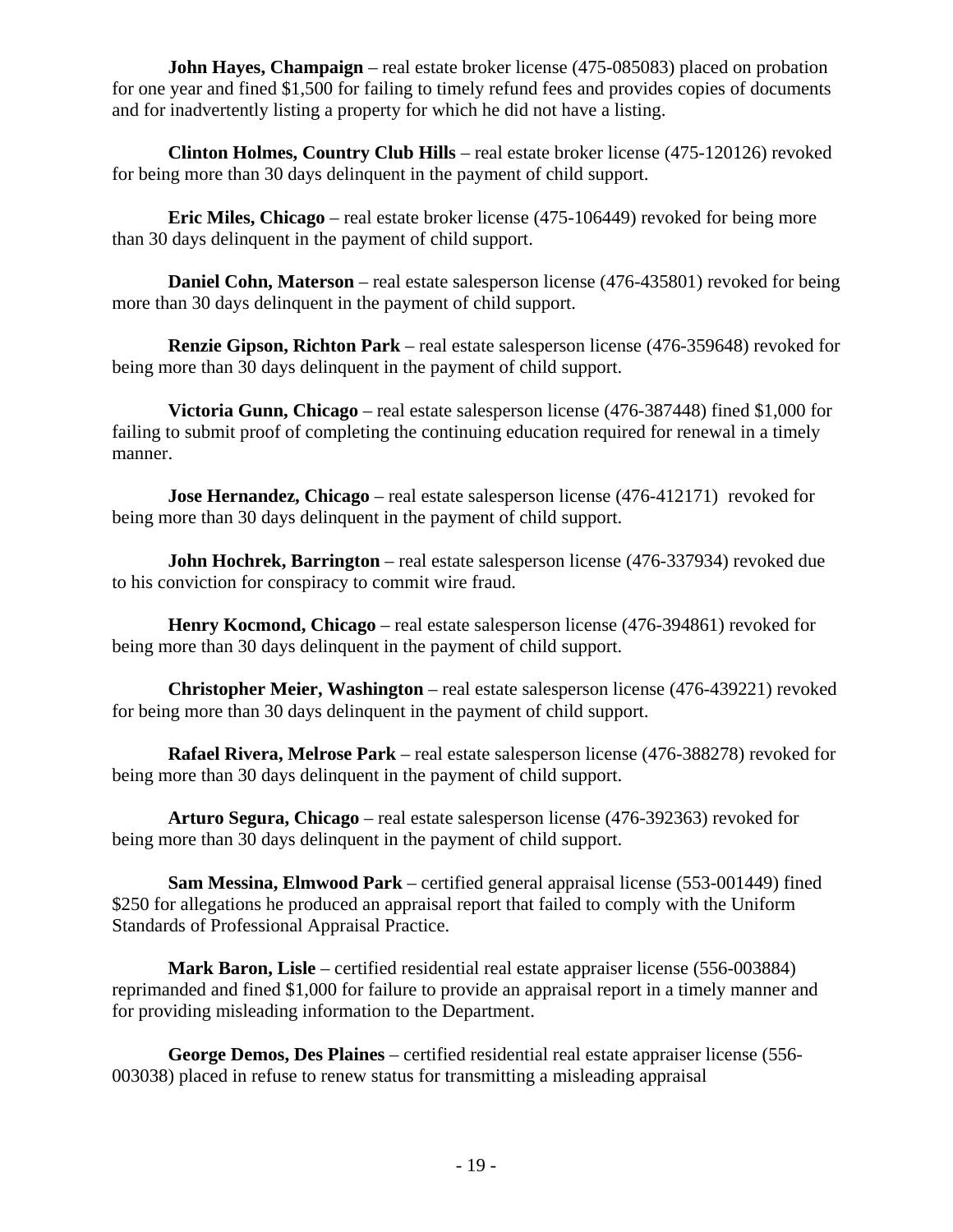**John Hayes, Champaign** – real estate broker license (475-085083) placed on probation for one year and fined $1,500 for failing to timely refund fees and provides copies of documents and for inadvertently listing a property for which he did not have a listing.

**Clinton Holmes, Country Club Hills** – real estate broker license (475-120126) revoked for being more than 30 days delinquent in the payment of child support.

**Eric Miles, Chicago** – real estate broker license (475-106449) revoked for being more than 30 days delinquent in the payment of child support.

**Daniel Cohn, Materson** – real estate salesperson license (476-435801) revoked for being more than 30 days delinquent in the payment of child support.

**Renzie Gipson, Richton Park** – real estate salesperson license (476-359648) revoked for being more than 30 days delinquent in the payment of child support.

**Victoria Gunn, Chicago** – real estate salesperson license (476-387448) fined $1,000 for failing to submit proof of completing the continuing education required for renewal in a timely manner.

**Jose Hernandez, Chicago** – real estate salesperson license (476-412171) revoked for being more than 30 days delinquent in the payment of child support.

**John Hochrek, Barrington** – real estate salesperson license (476-337934) revoked due to his conviction for conspiracy to commit wire fraud.

**Henry Kocmond, Chicago** – real estate salesperson license (476-394861) revoked for being more than 30 days delinquent in the payment of child support.

**Christopher Meier, Washington** – real estate salesperson license (476-439221) revoked for being more than 30 days delinquent in the payment of child support.

**Rafael Rivera, Melrose Park** – real estate salesperson license (476-388278) revoked for being more than 30 days delinquent in the payment of child support.

**Arturo Segura, Chicago** – real estate salesperson license (476-392363) revoked for being more than 30 days delinquent in the payment of child support.

**Sam Messina, Elmwood Park** – certified general appraisal license (553-001449) fined $250 for allegations he produced an appraisal report that failed to comply with the Uniform Standards of Professional Appraisal Practice.

**Mark Baron, Lisle** – certified residential real estate appraiser license (556-003884) reprimanded and fined $1,000 for failure to provide an appraisal report in a timely manner and for providing misleading information to the Department.

**George Demos, Des Plaines** – certified residential real estate appraiser license (556-003038) placed in refuse to renew status for transmitting a misleading appraisal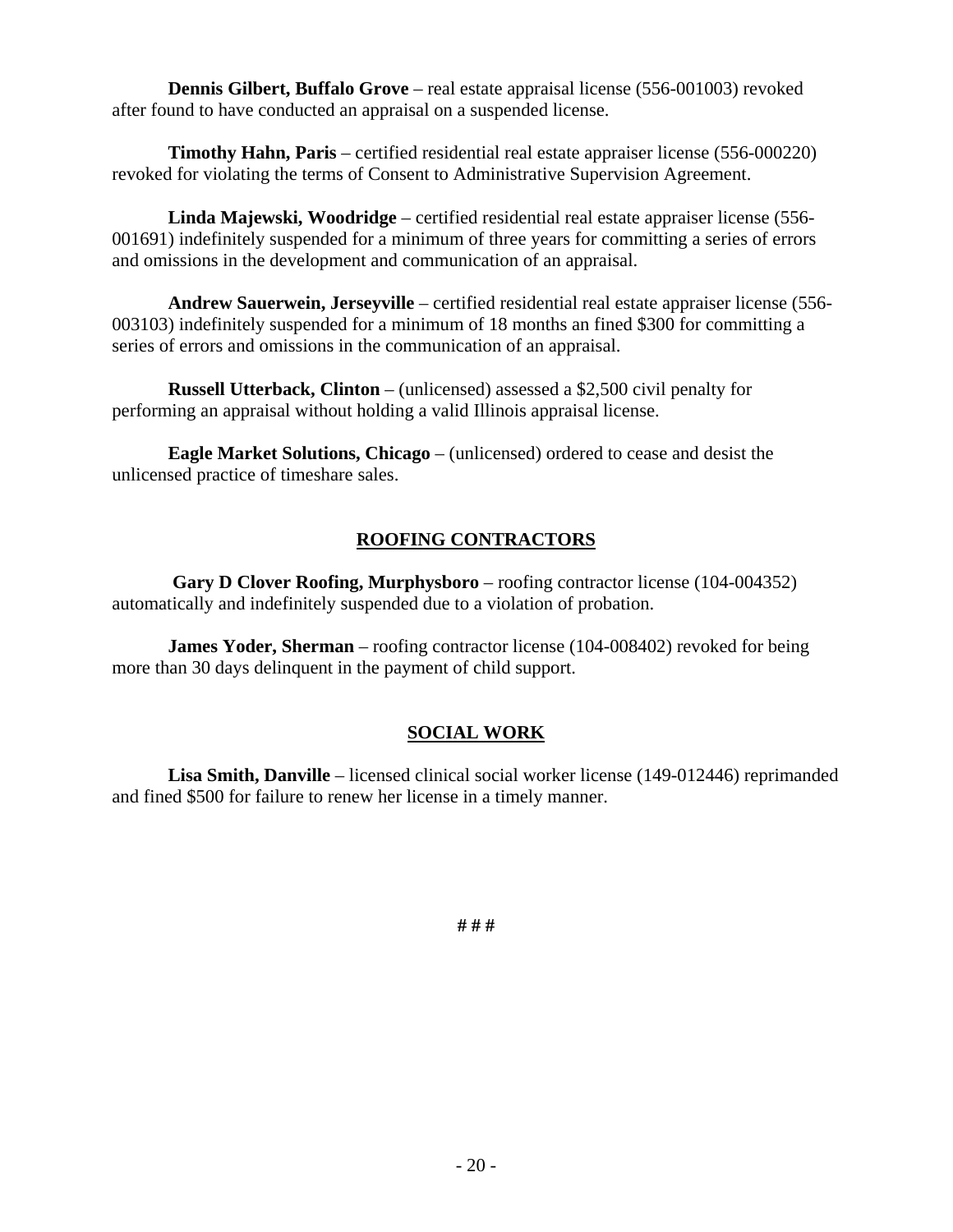**Dennis Gilbert, Buffalo Grove** – real estate appraisal license (556-001003) revoked after found to have conducted an appraisal on a suspended license.

**Timothy Hahn, Paris** – certified residential real estate appraiser license (556-000220) revoked for violating the terms of Consent to Administrative Supervision Agreement.

**Linda Majewski, Woodridge** – certified residential real estate appraiser license (556-001691) indefinitely suspended for a minimum of three years for committing a series of errors and omissions in the development and communication of an appraisal.

**Andrew Sauerwein, Jerseyville** – certified residential real estate appraiser license (556-003103) indefinitely suspended for a minimum of 18 months an fined $300 for committing a series of errors and omissions in the communication of an appraisal.

**Russell Utterback, Clinton** – (unlicensed) assessed a $2,500 civil penalty for performing an appraisal without holding a valid Illinois appraisal license.

**Eagle Market Solutions, Chicago** – (unlicensed) ordered to cease and desist the unlicensed practice of timeshare sales.

## ROOFING CONTRACTORS

**Gary D Clover Roofing, Murphysboro** – roofing contractor license (104-004352) automatically and indefinitely suspended due to a violation of probation.

**James Yoder, Sherman** – roofing contractor license (104-008402) revoked for being more than 30 days delinquent in the payment of child support.

## SOCIAL WORK

**Lisa Smith, Danville** – licensed clinical social worker license (149-012446) reprimanded and fined $500 for failure to renew her license in a timely manner.

# # #